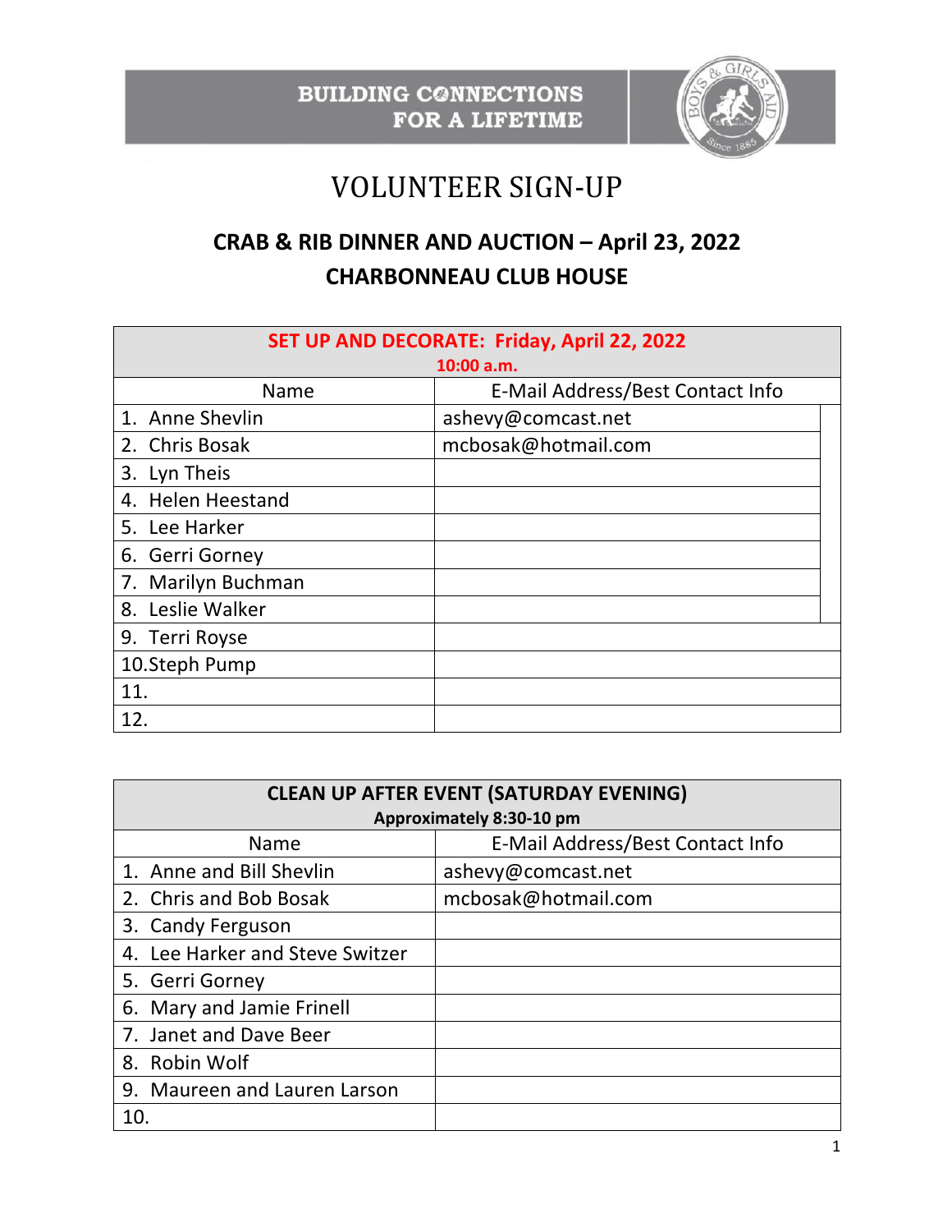BUILDING CONNECTIONS FOR A LIFETIME

# VOLUNTEER SIGN-UP

## CRAB & RIB DINNER AND AUCTION – April 23, 2022
## CHARBONNEAU CLUB HOUSE

| **SET UP AND DECORATE: Friday, April 22, 2022** **10:00 a.m.** | |
|---|---|
| Name | E-Mail Address/Best Contact Info |
| 1. Anne Shevlin | ashevy@comcast.net |
| 2. Chris Bosak | mcbosak@hotmail.com |
| 3. Lyn Theis | |
| 4. Helen Heestand | |
| 5. Lee Harker | |
| 6. Gerri Gorney | |
| 7. Marilyn Buchman | |
| 8. Leslie Walker | |
| 9. Terri Royse | |
| 10.Steph Pump | |
| 11. | |
| 12. | |

| **CLEAN UP AFTER EVENT (SATURDAY EVENING)** **Approximately 8:30-10 pm** | |
|---|---|
| Name | E-Mail Address/Best Contact Info |
| 1. Anne and Bill Shevlin | ashevy@comcast.net |
| 2. Chris and Bob Bosak | mcbosak@hotmail.com |
| 3. Candy Ferguson | |
| 4. Lee Harker and Steve Switzer | |
| 5. Gerri Gorney | |
| 6. Mary and Jamie Frinell | |
| 7. Janet and Dave Beer | |
| 8. Robin Wolf | |
| 9. Maureen and Lauren Larson | |
| 10. | |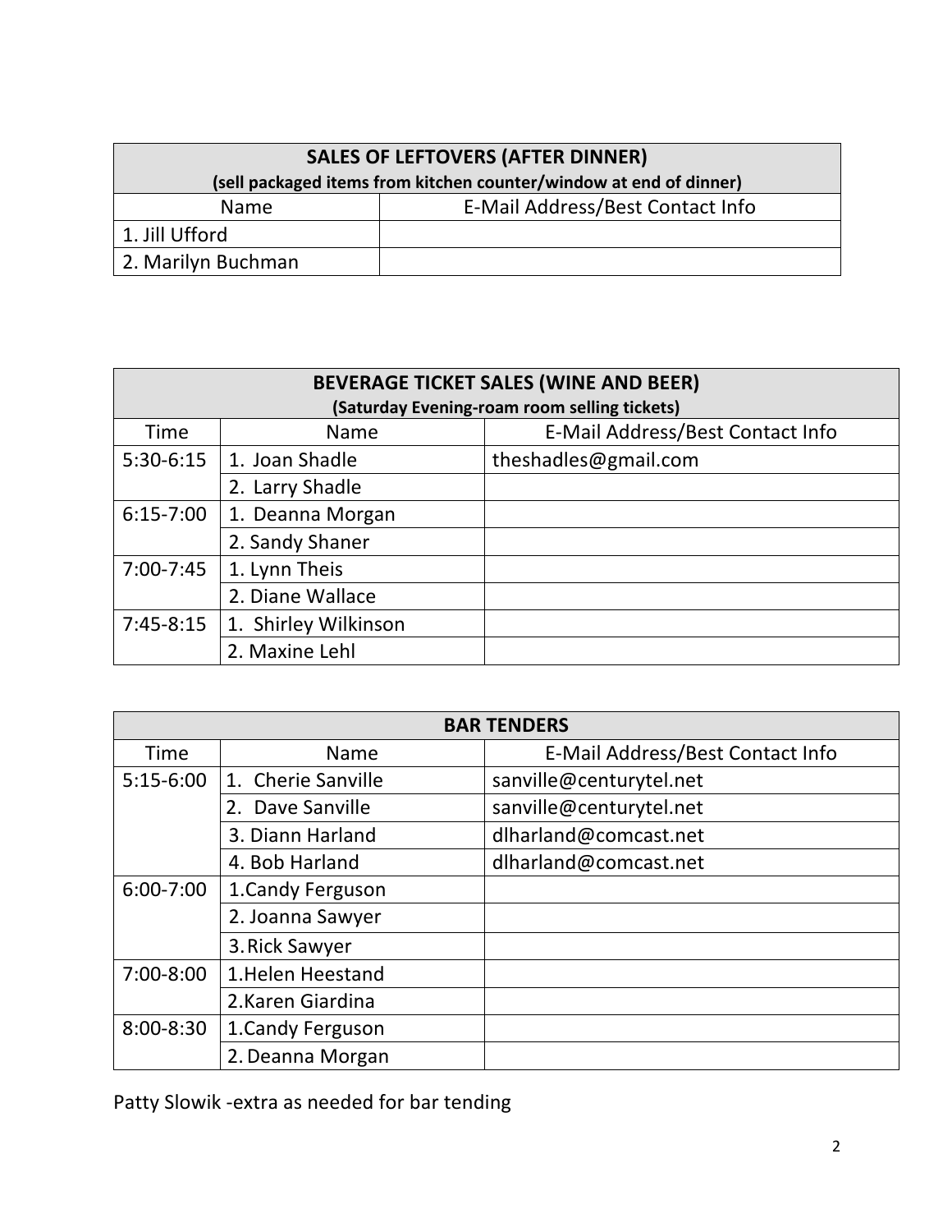| SALES OF LEFTOVERS (AFTER DINNER)<br>(sell packaged items from kitchen counter/window at end of dinner) | |
|---|---|
| Name | E-Mail Address/Best Contact Info |
| 1. Jill Ufford | |
| 2. Marilyn Buchman | |

| BEVERAGE TICKET SALES (WINE AND BEER)<br>(Saturday Evening-roam room selling tickets) | | |
|---|---|---|
| Time | Name | E-Mail Address/Best Contact Info |
| 5:30-6:15 | 1. Joan Shadle | theshadles@gmail.com |
| | 2. Larry Shadle | |
| 6:15-7:00 | 1. Deanna Morgan | |
| | 2. Sandy Shaner | |
| 7:00-7:45 | 1. Lynn Theis | |
| | 2. Diane Wallace | |
| 7:45-8:15 | 1. Shirley Wilkinson | |
| | 2. Maxine Lehl | |

| BAR TENDERS | | |
|---|---|---|
| Time | Name | E-Mail Address/Best Contact Info |
| 5:15-6:00 | 1. Cherie Sanville | sanville@centurytel.net |
| | 2. Dave Sanville | sanville@centurytel.net |
| | 3. Diann Harland | dlharland@comcast.net |
| | 4. Bob Harland | dlharland@comcast.net |
| 6:00-7:00 | 1.Candy Ferguson | |
| | 2. Joanna Sawyer | |
| | 3. Rick Sawyer | |
| 7:00-8:00 | 1.Helen Heestand | |
| | 2.Karen Giardina | |
| 8:00-8:30 | 1.Candy Ferguson | |
| | 2. Deanna Morgan | |

Patty Slowik -extra as needed for bar tending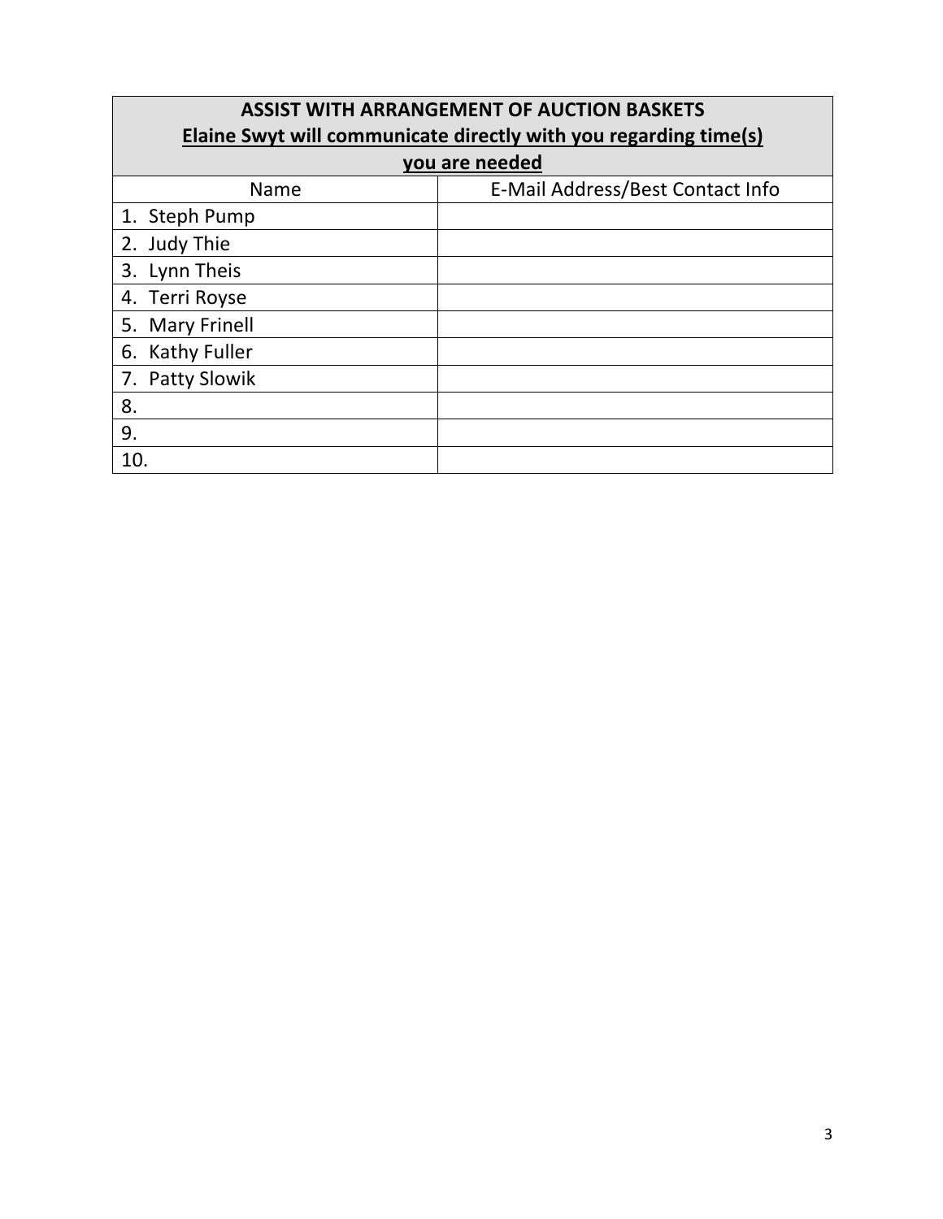| ASSIST WITH ARRANGEMENT OF AUCTION BASKETS<br>Elaine Swyt will communicate directly with you regarding time(s) you are needed | |
|---|---|
| Name | E-Mail Address/Best Contact Info |
| 1. Steph Pump | |
| 2. Judy Thie | |
| 3. Lynn Theis | |
| 4. Terri Royse | |
| 5. Mary Frinell | |
| 6. Kathy Fuller | |
| 7. Patty Slowik | |
| 8. | |
| 9. | |
| 10. | |